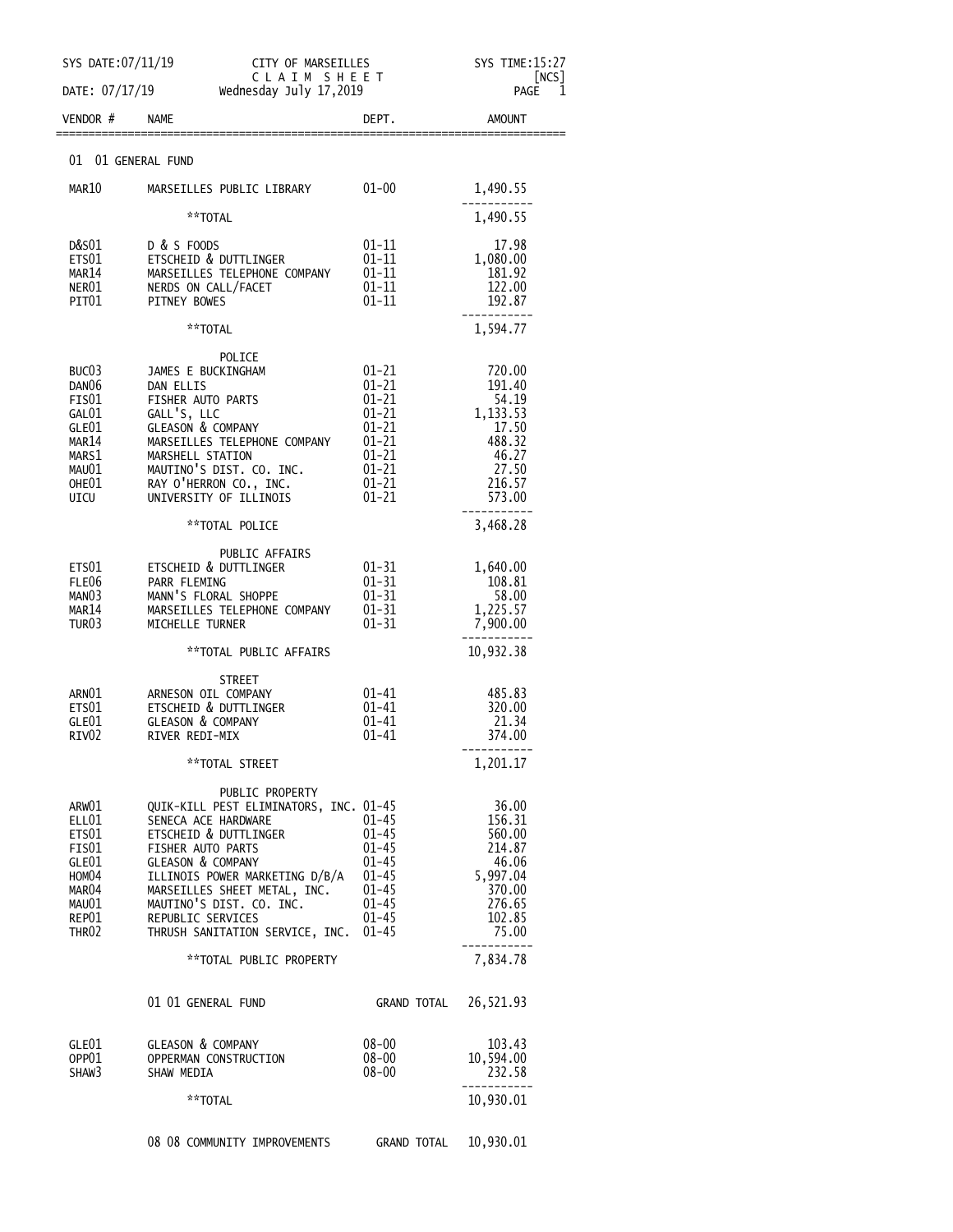SYS DATE:07/11/19 CITY OF MARSEILLES SYS TIME:15:27

DATE: 07/17/19 C L A I M S H E E T [NCS]

Wednesday July 17,2019

| VENDOR # | NAME | DEPT. | AMOUNT |
|---|---|---|---|
| **01 01 GENERAL FUND** | | | |
| MAR10 | MARSEILLES PUBLIC LIBRARY | 01-00 | 1,490.55 |
| | **TOTAL | | 1,490.55 |
| D&S01 | D & S FOODS | 01-11 | 17.98 |
| ETS01 | ETSCHEID & DUTTLINGER | 01-11 | 1,080.00 |
| MAR14 | MARSEILLES TELEPHONE COMPANY | 01-11 | 181.92 |
| NER01 | NERDS ON CALL/FACET | 01-11 | 122.00 |
| PIT01 | PITNEY BOWES | 01-11 | 192.87 |
| | **TOTAL | | 1,594.77 |
| | POLICE | | |
| BUC03 | JAMES E BUCKINGHAM | 01-21 | 720.00 |
| DAN06 | DAN ELLIS | 01-21 | 191.40 |
| FIS01 | FISHER AUTO PARTS | 01-21 | 54.19 |
| GAL01 | GALL'S, LLC | 01-21 | 1,133.53 |
| GLE01 | GLEASON & COMPANY | 01-21 | 17.50 |
| MAR14 | MARSEILLES TELEPHONE COMPANY | 01-21 | 488.32 |
| MARS1 | MARSHELL STATION | 01-21 | 46.27 |
| MAU01 | MAUTINO'S DIST. CO. INC. | 01-21 | 27.50 |
| OHE01 | RAY O'HERRON CO., INC. | 01-21 | 216.57 |
| UICU | UNIVERSITY OF ILLINOIS | 01-21 | 573.00 |
| | **TOTAL POLICE | | 3,468.28 |
| | PUBLIC AFFAIRS | | |
| ETS01 | ETSCHEID & DUTTLINGER | 01-31 | 1,640.00 |
| FLE06 | PARR FLEMING | 01-31 | 108.81 |
| MAN03 | MANN'S FLORAL SHOPPE | 01-31 | 58.00 |
| MAR14 | MARSEILLES TELEPHONE COMPANY | 01-31 | 1,225.57 |
| TUR03 | MICHELLE TURNER | 01-31 | 7,900.00 |
| | **TOTAL PUBLIC AFFAIRS | | 10,932.38 |
| | STREET | | |
| ARN01 | ARNESON OIL COMPANY | 01-41 | 485.83 |
| ETS01 | ETSCHEID & DUTTLINGER | 01-41 | 320.00 |
| GLE01 | GLEASON & COMPANY | 01-41 | 21.34 |
| RIV02 | RIVER REDI-MIX | 01-41 | 374.00 |
| | **TOTAL STREET | | 1,201.17 |
| | PUBLIC PROPERTY | | |
| ARW01 | QUIK-KILL PEST ELIMINATORS, INC. | 01-45 | 36.00 |
| ELL01 | SENECA ACE HARDWARE | 01-45 | 156.31 |
| ETS01 | ETSCHEID & DUTTLINGER | 01-45 | 560.00 |
| FIS01 | FISHER AUTO PARTS | 01-45 | 214.87 |
| GLE01 | GLEASON & COMPANY | 01-45 | 46.06 |
| HOM04 | ILLINOIS POWER MARKETING D/B/A | 01-45 | 5,997.04 |
| MAR04 | MARSEILLES SHEET METAL, INC. | 01-45 | 370.00 |
| MAU01 | MAUTINO'S DIST. CO. INC. | 01-45 | 276.65 |
| REP01 | REPUBLIC SERVICES | 01-45 | 102.85 |
| THR02 | THRUSH SANITATION SERVICE, INC. | 01-45 | 75.00 |
| | **TOTAL PUBLIC PROPERTY | | 7,834.78 |
| | 01 01 GENERAL FUND | GRAND TOTAL | 26,521.93 |
| GLE01 | GLEASON & COMPANY | 08-00 | 103.43 |
| OPP01 | OPPERMAN CONSTRUCTION | 08-00 | 10,594.00 |
| SHAW3 | SHAW MEDIA | 08-00 | 232.58 |
| | **TOTAL | | 10,930.01 |
| | 08 08 COMMUNITY IMPROVEMENTS | GRAND TOTAL | 10,930.01 |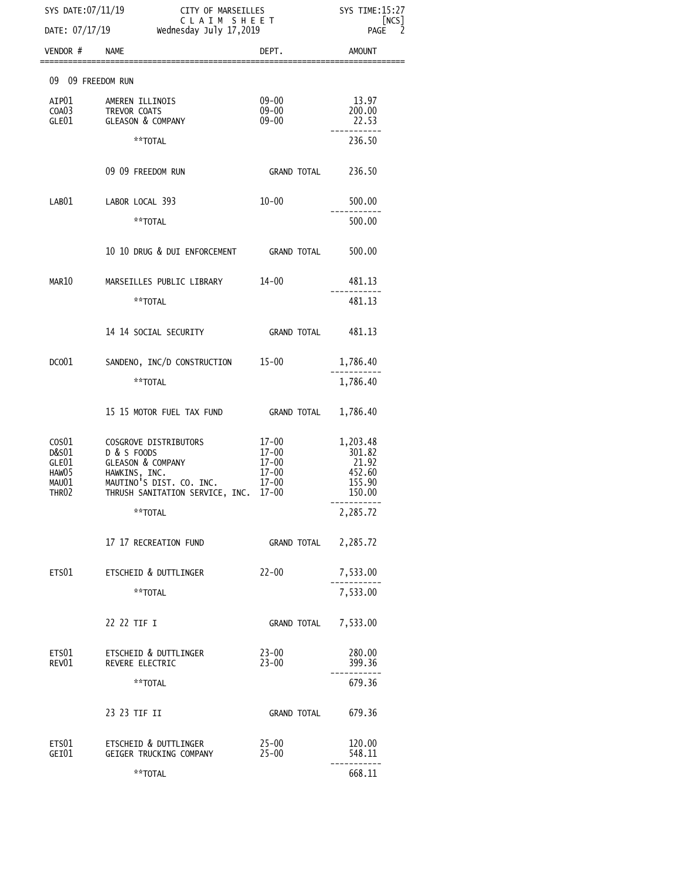SYS DATE:07/11/19 CITY OF MARSEILLES SYS TIME:15:27
CLAIM SHEET [NCS]
DATE: 07/17/19 Wednesday July 17,2019

| VENDOR # | NAME | DEPT. | AMOUNT |
|---|---|---|---|
| 09 09 FREEDOM RUN | | | |
| AIP01 | AMEREN ILLINOIS | 09-00 | 13.97 |
| COA03 | TREVOR COATS | 09-00 | 200.00 |
| GLE01 | GLEASON & COMPANY | 09-00 | 22.53 |
| | **TOTAL | | 236.50 |
| | 09 09 FREEDOM RUN | GRAND TOTAL | 236.50 |
| LAB01 | LABOR LOCAL 393 | 10-00 | 500.00 |
| | **TOTAL | | 500.00 |
| | 10 10 DRUG & DUI ENFORCEMENT | GRAND TOTAL | 500.00 |
| MAR10 | MARSEILLES PUBLIC LIBRARY | 14-00 | 481.13 |
| | **TOTAL | | 481.13 |
| | 14 14 SOCIAL SECURITY | GRAND TOTAL | 481.13 |
| DCO01 | SANDENO, INC/D CONSTRUCTION | 15-00 | 1,786.40 |
| | **TOTAL | | 1,786.40 |
| | 15 15 MOTOR FUEL TAX FUND | GRAND TOTAL | 1,786.40 |
| COS01 | COSGROVE DISTRIBUTORS | 17-00 | 1,203.48 |
| D&S01 | D & S FOODS | 17-00 | 301.82 |
| GLE01 | GLEASON & COMPANY | 17-00 | 21.92 |
| HAW05 | HAWKINS, INC. | 17-00 | 452.60 |
| MAU01 | MAUTINO'S DIST. CO. INC. | 17-00 | 155.90 |
| THR02 | THRUSH SANITATION SERVICE, INC. | 17-00 | 150.00 |
| | **TOTAL | | 2,285.72 |
| | 17 17 RECREATION FUND | GRAND TOTAL | 2,285.72 |
| ETS01 | ETSCHEID & DUTTLINGER | 22-00 | 7,533.00 |
| | **TOTAL | | 7,533.00 |
| | 22 22 TIF I | GRAND TOTAL | 7,533.00 |
| ETS01 | ETSCHEID & DUTTLINGER | 23-00 | 280.00 |
| REV01 | REVERE ELECTRIC | 23-00 | 399.36 |
| | **TOTAL | | 679.36 |
| | 23 23 TIF II | GRAND TOTAL | 679.36 |
| ETS01 | ETSCHEID & DUTTLINGER | 25-00 | 120.00 |
| GEI01 | GEIGER TRUCKING COMPANY | 25-00 | 548.11 |
| | **TOTAL | | 668.11 |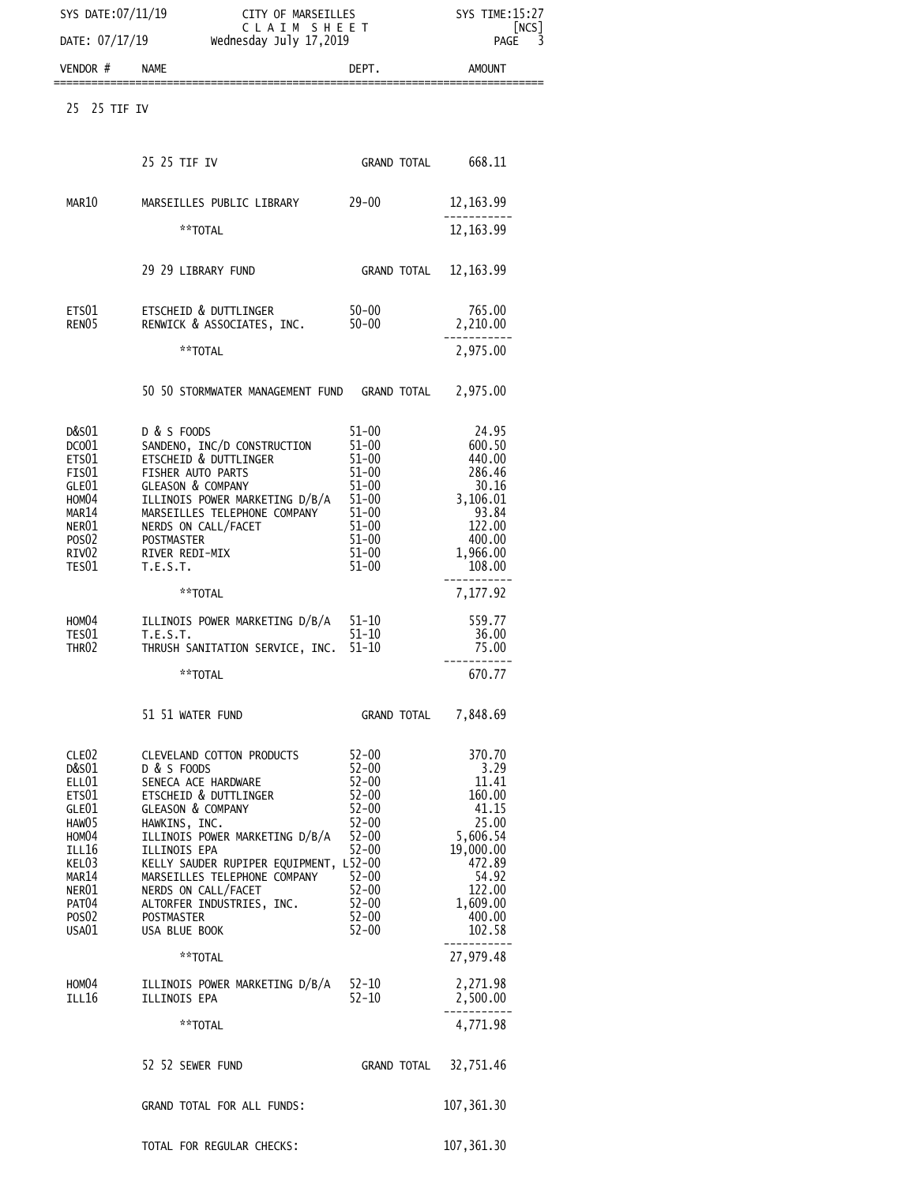SYS DATE:07/11/19 CITY OF MARSEILLES SYS TIME:15:27

C L A I M S H E E T [NCS]

DATE: 07/17/19 Wednesday July 17,2019

| VENDOR # | NAME | DEPT. | AMOUNT |
|---|---|---|---|
| 25 25 TIF IV | | | |
| | 25 25 TIF IV | GRAND TOTAL | 668.11 |
| MAR10 | MARSEILLES PUBLIC LIBRARY | 29-00 | 12,163.99 |
| | **TOTAL | | 12,163.99 |
| | 29 29 LIBRARY FUND | GRAND TOTAL | 12,163.99 |
| ETS01 | ETSCHEID & DUTTLINGER | 50-00 | 765.00 |
| REN05 | RENWICK & ASSOCIATES, INC. | 50-00 | 2,210.00 |
| | **TOTAL | | 2,975.00 |
| | 50 50 STORMWATER MANAGEMENT FUND | GRAND TOTAL | 2,975.00 |
| D&S01 | D & S FOODS | 51-00 | 24.95 |
| DCO01 | SANDENO, INC/D CONSTRUCTION | 51-00 | 600.50 |
| ETS01 | ETSCHEID & DUTTLINGER | 51-00 | 440.00 |
| FIS01 | FISHER AUTO PARTS | 51-00 | 286.46 |
| GLE01 | GLEASON & COMPANY | 51-00 | 30.16 |
| HOM04 | ILLINOIS POWER MARKETING D/B/A | 51-00 | 3,106.01 |
| MAR14 | MARSEILLES TELEPHONE COMPANY | 51-00 | 93.84 |
| NER01 | NERDS ON CALL/FACET | 51-00 | 122.00 |
| POS02 | POSTMASTER | 51-00 | 400.00 |
| RIV02 | RIVER REDI-MIX | 51-00 | 1,966.00 |
| TES01 | T.E.S.T. | 51-00 | 108.00 |
| | **TOTAL | | 7,177.92 |
| HOM04 | ILLINOIS POWER MARKETING D/B/A | 51-10 | 559.77 |
| TES01 | T.E.S.T. | 51-10 | 36.00 |
| THR02 | THRUSH SANITATION SERVICE, INC. | 51-10 | 75.00 |
| | **TOTAL | | 670.77 |
| | 51 51 WATER FUND | GRAND TOTAL | 7,848.69 |
| CLE02 | CLEVELAND COTTON PRODUCTS | 52-00 | 370.70 |
| D&S01 | D & S FOODS | 52-00 | 3.29 |
| ELL01 | SENECA ACE HARDWARE | 52-00 | 11.41 |
| ETS01 | ETSCHEID & DUTTLINGER | 52-00 | 160.00 |
| GLE01 | GLEASON & COMPANY | 52-00 | 41.15 |
| HAW05 | HAWKINS, INC. | 52-00 | 25.00 |
| HOM04 | ILLINOIS POWER MARKETING D/B/A | 52-00 | 5,606.54 |
| ILL16 | ILLINOIS EPA | 52-00 | 19,000.00 |
| KEL03 | KELLY SAUDER RUPIPER EQUIPMENT, L | 52-00 | 472.89 |
| MAR14 | MARSEILLES TELEPHONE COMPANY | 52-00 | 54.92 |
| NER01 | NERDS ON CALL/FACET | 52-00 | 122.00 |
| PAT04 | ALTORFER INDUSTRIES, INC. | 52-00 | 1,609.00 |
| POS02 | POSTMASTER | 52-00 | 400.00 |
| USA01 | USA BLUE BOOK | 52-00 | 102.58 |
| | **TOTAL | | 27,979.48 |
| HOM04 | ILLINOIS POWER MARKETING D/B/A | 52-10 | 2,271.98 |
| ILL16 | ILLINOIS EPA | 52-10 | 2,500.00 |
| | **TOTAL | | 4,771.98 |
| | 52 52 SEWER FUND | GRAND TOTAL | 32,751.46 |
| | GRAND TOTAL FOR ALL FUNDS: | | 107,361.30 |
| | TOTAL FOR REGULAR CHECKS: | | 107,361.30 |